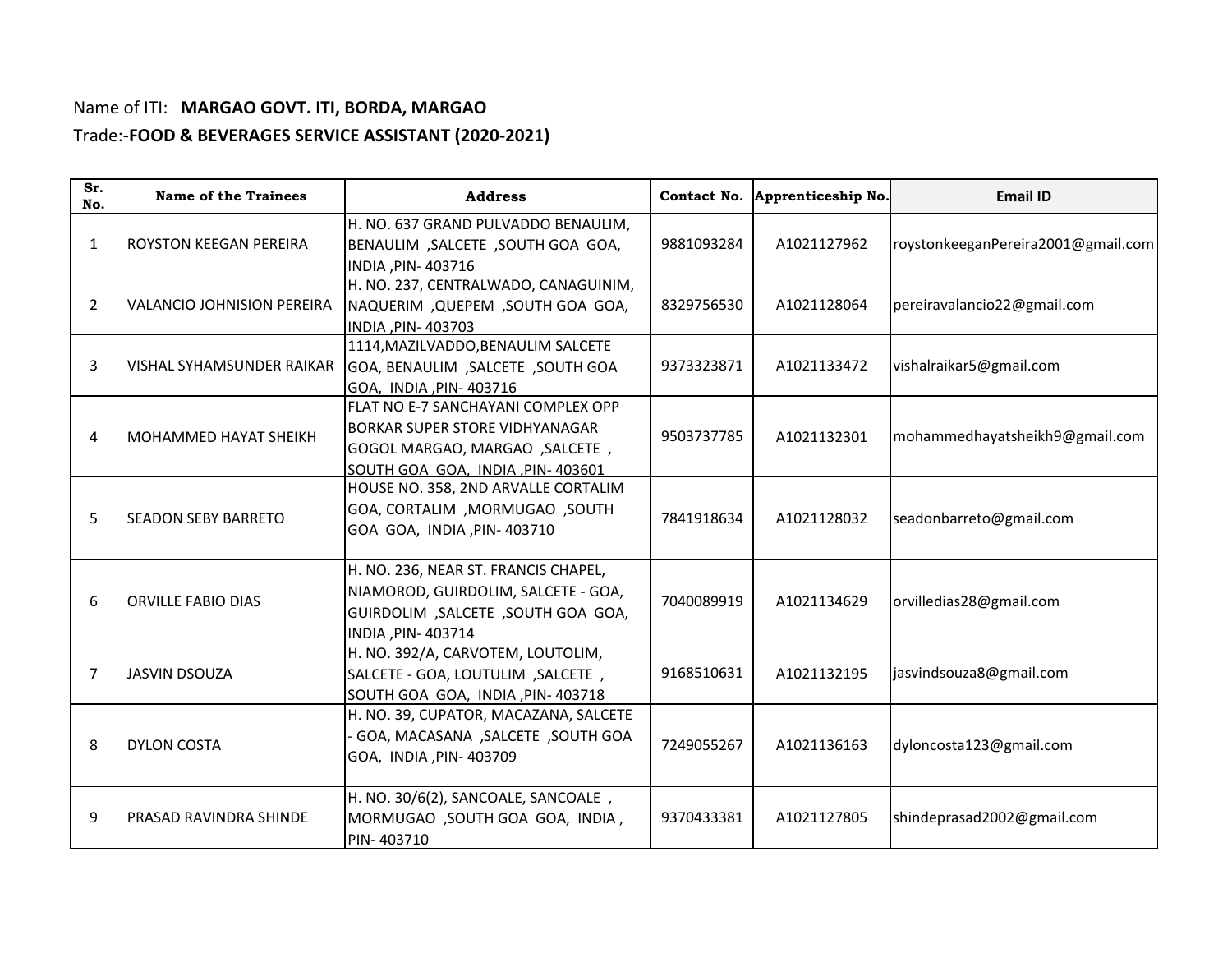Name of ITI: **MARGAO GOVT. ITI, BORDA, MARGAO**

Trade:-**FOOD & BEVERAGES SERVICE ASSISTANT (2020-2021)**

| Sr. No. | Name of the Trainees | Address | Contact No. | Apprenticeship No. | Email ID |
|---|---|---|---|---|---|
| 1 | ROYSTON KEEGAN PEREIRA | H. NO. 637 GRAND PULVADDO BENAULIM, BENAULIM ,SALCETE ,SOUTH GOA GOA, INDIA ,PIN- 403716 | 9881093284 | A1021127962 | roystonkeeganPereira2001@gmail.com |
| 2 | VALANCIO JOHNISION PEREIRA | H. NO. 237, CENTRALWADO, CANAGUINIM, NAQUERIM ,QUEPEM ,SOUTH GOA GOA, INDIA ,PIN- 403703 | 8329756530 | A1021128064 | pereiravalancio22@gmail.com |
| 3 | VISHAL SYHAMSUNDER RAIKAR | 1114,MAZILVADDO,BENAULIM SALCETE GOA, BENAULIM ,SALCETE ,SOUTH GOA GOA, INDIA ,PIN- 403716 | 9373323871 | A1021133472 | vishalraikar5@gmail.com |
| 4 | MOHAMMED HAYAT SHEIKH | FLAT NO E-7 SANCHAYANI COMPLEX OPP BORKAR SUPER STORE VIDHYANAGAR GOGOL MARGAO, MARGAO ,SALCETE , SOUTH GOA GOA, INDIA ,PIN- 403601 | 9503737785 | A1021132301 | mohammedhayatsheikh9@gmail.com |
| 5 | SEADON SEBY BARRETO | HOUSE NO. 358, 2ND ARVALLE CORTALIM GOA, CORTALIM ,MORMUGAO ,SOUTH GOA GOA, INDIA ,PIN- 403710 | 7841918634 | A1021128032 | seadonbarreto@gmail.com |
| 6 | ORVILLE FABIO DIAS | H. NO. 236, NEAR ST. FRANCIS CHAPEL, NIAMOROD, GUIRDOLIM, SALCETE - GOA, GUIRDOLIM ,SALCETE ,SOUTH GOA GOA, INDIA ,PIN- 403714 | 7040089919 | A1021134629 | orvilledias28@gmail.com |
| 7 | JASVIN DSOUZA | H. NO. 392/A, CARVOTEM, LOUTOLIM, SALCETE - GOA, LOUTULIM ,SALCETE , SOUTH GOA GOA, INDIA ,PIN- 403718 | 9168510631 | A1021132195 | jasvindsouza8@gmail.com |
| 8 | DYLON COSTA | H. NO. 39, CUPATOR, MACAZANA, SALCETE - GOA, MACASANA ,SALCETE ,SOUTH GOA GOA, INDIA ,PIN- 403709 | 7249055267 | A1021136163 | dyloncosta123@gmail.com |
| 9 | PRASAD RAVINDRA SHINDE | H. NO. 30/6(2), SANCOALE, SANCOALE , MORMUGAO ,SOUTH GOA GOA, INDIA , PIN- 403710 | 9370433381 | A1021127805 | shindeprasad2002@gmail.com |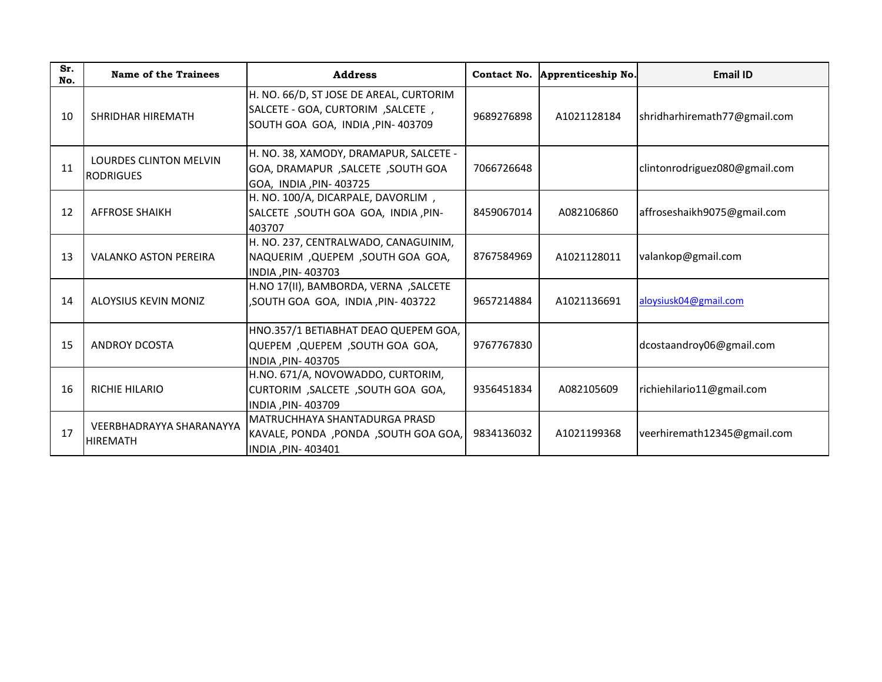| Sr. No. | Name of the Trainees | Address | Contact No. | Apprenticeship No. | Email ID |
| --- | --- | --- | --- | --- | --- |
| 10 | SHRIDHAR HIREMATH | H. NO. 66/D, ST JOSE DE AREAL, CURTORIM SALCETE - GOA, CURTORIM ,SALCETE , SOUTH GOA GOA, INDIA ,PIN- 403709 | 9689276898 | A1021128184 | shridharhiremath77@gmail.com |
| 11 | LOURDES CLINTON MELVIN RODRIGUES | H. NO. 38, XAMODY, DRAMAPUR, SALCETE - GOA, DRAMAPUR ,SALCETE ,SOUTH GOA GOA, INDIA ,PIN- 403725 | 7066726648 | | clintonrodriguez080@gmail.com |
| 12 | AFFROSE SHAIKH | H. NO. 100/A, DICARPALE, DAVORLIM , SALCETE ,SOUTH GOA GOA, INDIA ,PIN- 403707 | 8459067014 | A082106860 | affroseshaikh9075@gmail.com |
| 13 | VALANKO ASTON PEREIRA | H. NO. 237, CENTRALWADO, CANAGUINIM, NAQUERIM ,QUEPEM ,SOUTH GOA GOA, INDIA ,PIN- 403703 | 8767584969 | A1021128011 | valankop@gmail.com |
| 14 | ALOYSIUS KEVIN MONIZ | H.NO 17(II), BAMBORDA, VERNA ,SALCETE ,SOUTH GOA GOA, INDIA ,PIN- 403722 | 9657214884 | A1021136691 | aloysiusk04@gmail.com |
| 15 | ANDROY DCOSTA | HNO.357/1 BETIABHAT DEAO QUEPEM GOA, QUEPEM ,QUEPEM ,SOUTH GOA GOA, INDIA ,PIN- 403705 | 9767767830 | | dcostaandroy06@gmail.com |
| 16 | RICHIE HILARIO | H.NO. 671/A, NOVOWADDO, CURTORIM, CURTORIM ,SALCETE ,SOUTH GOA GOA, INDIA ,PIN- 403709 | 9356451834 | A082105609 | richiehilario11@gmail.com |
| 17 | VEERBHADRAYYA SHARANAYYA HIREMATH | MATRUCHHAYA SHANTADURGA PRASD KAVALE, PONDA ,PONDA ,SOUTH GOA GOA, INDIA ,PIN- 403401 | 9834136032 | A1021199368 | veerhiremath12345@gmail.com |